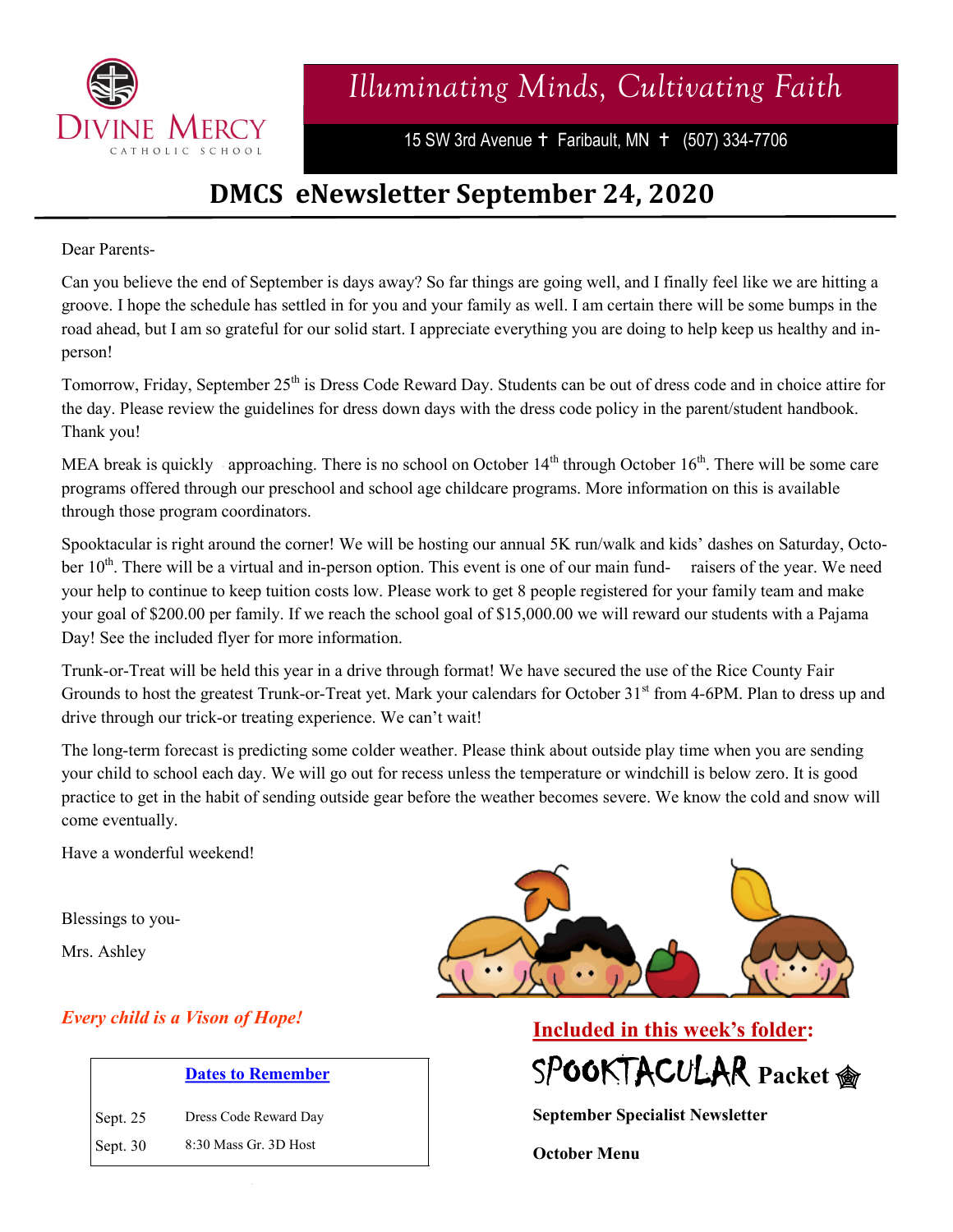DIVINE MERCY CATHOLIC SCHOOL

*Illuminating Minds, Cultivating Faith*

15 SW 3rd Avenue ✝ Faribault, MN ✝ (507) 334-7706

# DMCS eNewsletter September 24, 2020

Dear Parents-

Can you believe the end of September is days away? So far things are going well, and I finally feel like we are hitting a groove. I hope the schedule has settled in for you and your family as well. I am certain there will be some bumps in the road ahead, but I am so grateful for our solid start. I appreciate everything you are doing to help keep us healthy and in-person!

Tomorrow, Friday, September 25th is Dress Code Reward Day. Students can be out of dress code and in choice attire for the day. Please review the guidelines for dress down days with the dress code policy in the parent/student handbook. Thank you!

MEA break is quickly approaching. There is no school on October 14th through October 16th. There will be some care programs offered through our preschool and school age childcare programs. More information on this is available through those program coordinators.

Spooktacular is right around the corner! We will be hosting our annual 5K run/walk and kids' dashes on Saturday, October 10th. There will be a virtual and in-person option. This event is one of our main fund-raisers of the year. We need your help to continue to keep tuition costs low. Please work to get 8 people registered for your family team and make your goal of $200.00 per family. If we reach the school goal of $15,000.00 we will reward our students with a Pajama Day! See the included flyer for more information.

Trunk-or-Treat will be held this year in a drive through format! We have secured the use of the Rice County Fair Grounds to host the greatest Trunk-or-Treat yet. Mark your calendars for October 31st from 4-6PM. Plan to dress up and drive through our trick-or treating experience. We can't wait!

The long-term forecast is predicting some colder weather. Please think about outside play time when you are sending your child to school each day. We will go out for recess unless the temperature or windchill is below zero. It is good practice to get in the habit of sending outside gear before the weather becomes severe. We know the cold and snow will come eventually.

Have a wonderful weekend!

Blessings to you-

Mrs. Ashley

*Every child is a Vison of Hope!*

**Dates to Remember**

| | |
|---|---|
| Sept. 25 | Dress Code Reward Day |
| Sept. 30 | 8:30 Mass Gr. 3D Host |

**Included in this week's folder:**

**SPOOKTACULAR Packet**

**September Specialist Newsletter**

**October Menu**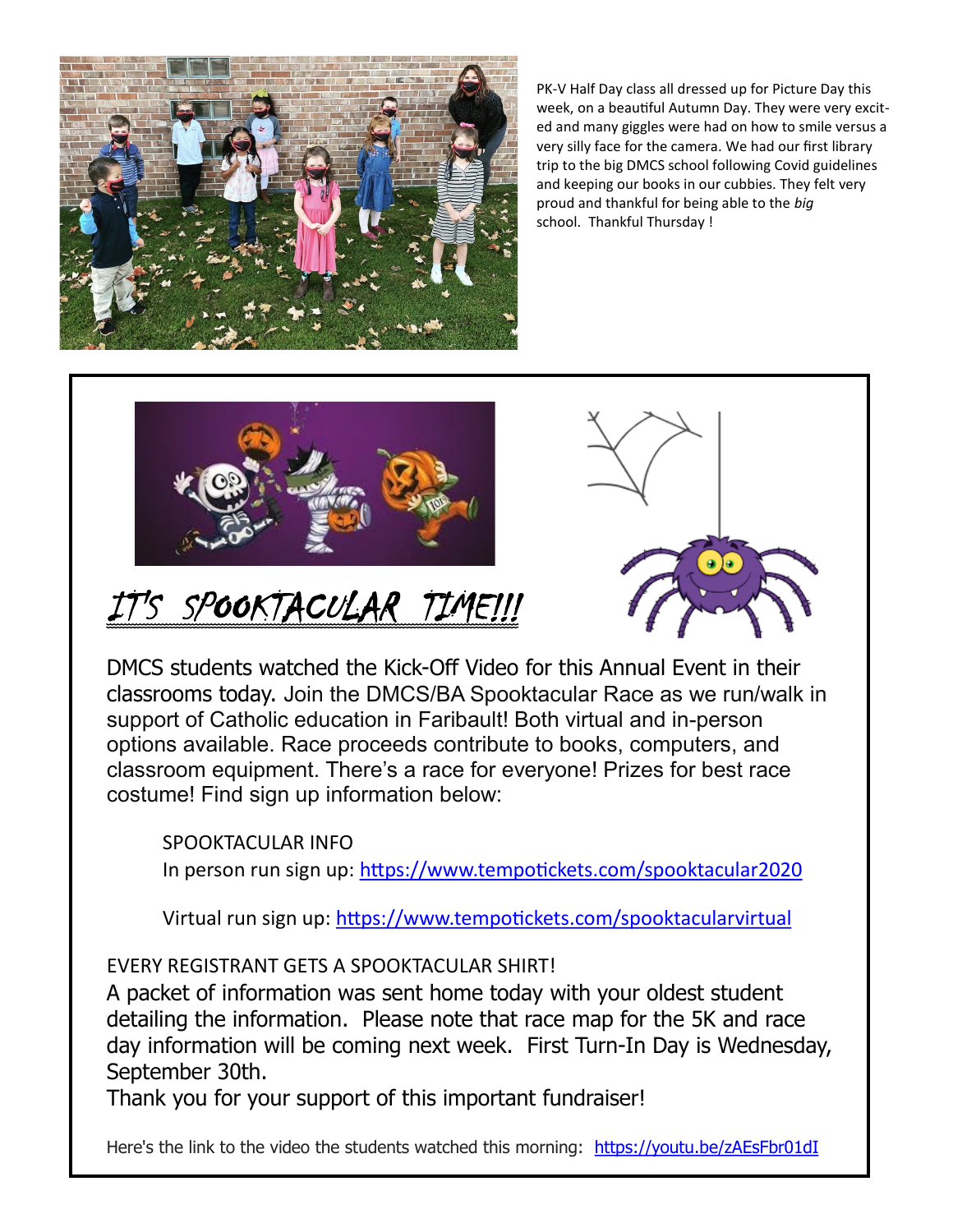PK-V Half Day class all dressed up for Picture Day this week, on a beautiful Autumn Day. They were very excited and many giggles were had on how to smile versus a very silly face for the camera. We had our first library trip to the big DMCS school following Covid guidelines and keeping our books in our cubbies. They felt very proud and thankful for being able to the *big* school. Thankful Thursday !

# IT'S SPOOKTACULAR TIME!!!

DMCS students watched the Kick-Off Video for this Annual Event in their classrooms today. Join the DMCS/BA Spooktacular Race as we run/walk in support of Catholic education in Faribault! Both virtual and in-person options available. Race proceeds contribute to books, computers, and classroom equipment. There's a race for everyone! Prizes for best race costume! Find sign up information below:

SPOOKTACULAR INFO

In person run sign up: https://www.tempotickets.com/spooktacular2020

Virtual run sign up: https://www.tempotickets.com/spooktacularvirtual

EVERY REGISTRANT GETS A SPOOKTACULAR SHIRT!

A packet of information was sent home today with your oldest student detailing the information. Please note that race map for the 5K and race day information will be coming next week. First Turn-In Day is Wednesday, September 30th.

Thank you for your support of this important fundraiser!

Here's the link to the video the students watched this morning: https://youtu.be/zAEsFbr01dI